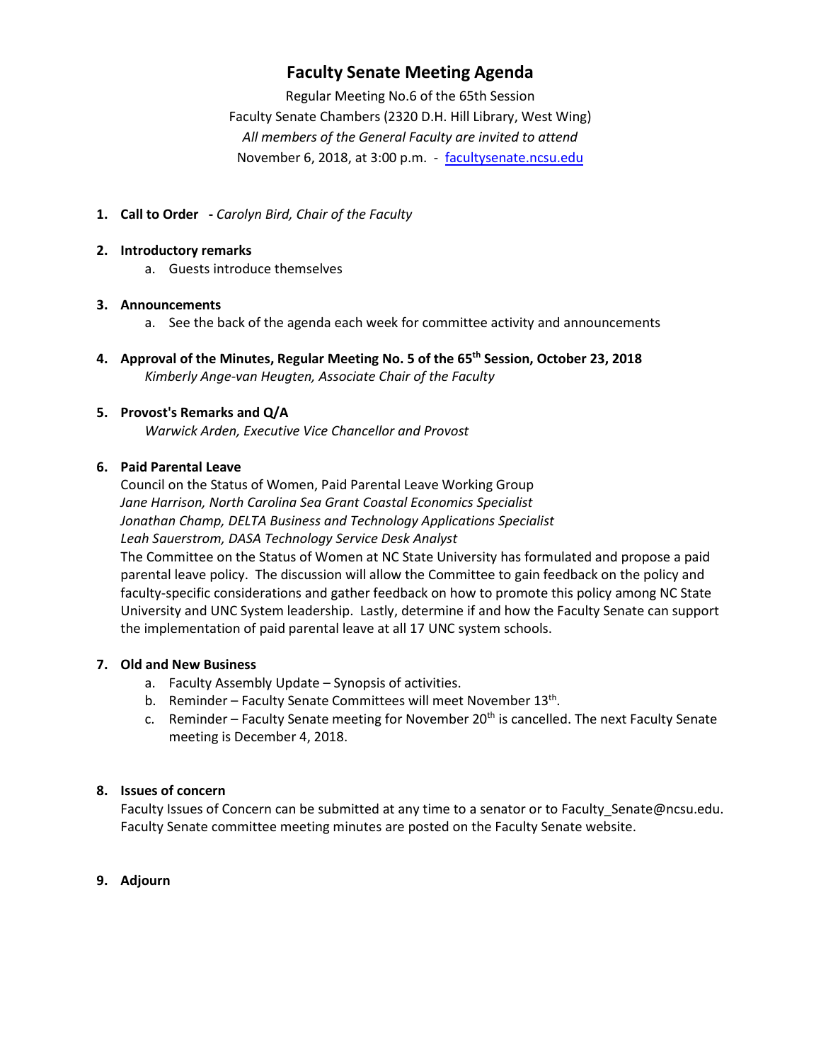# Faculty Senate Meeting Agenda

Regular Meeting No.6 of the 65th Session
Faculty Senate Chambers (2320 D.H. Hill Library, West Wing)
*All members of the General Faculty are invited to attend*
November 6, 2018, at 3:00 p.m. - facultysenate.ncsu.edu

1. **Call to Order** - *Carolyn Bird, Chair of the Faculty*

2. **Introductory remarks**
   a. Guests introduce themselves

3. **Announcements**
   a. See the back of the agenda each week for committee activity and announcements

4. **Approval of the Minutes, Regular Meeting No. 5 of the 65th Session, October 23, 2018**
   *Kimberly Ange-van Heugten, Associate Chair of the Faculty*

5. **Provost's Remarks and Q/A**
   *Warwick Arden, Executive Vice Chancellor and Provost*

6. **Paid Parental Leave**
   Council on the Status of Women, Paid Parental Leave Working Group
   *Jane Harrison, North Carolina Sea Grant Coastal Economics Specialist*
   *Jonathan Champ, DELTA Business and Technology Applications Specialist*
   *Leah Sauerstrom, DASA Technology Service Desk Analyst*
   The Committee on the Status of Women at NC State University has formulated and propose a paid parental leave policy. The discussion will allow the Committee to gain feedback on the policy and faculty-specific considerations and gather feedback on how to promote this policy among NC State University and UNC System leadership. Lastly, determine if and how the Faculty Senate can support the implementation of paid parental leave at all 17 UNC system schools.

7. **Old and New Business**
   a. Faculty Assembly Update – Synopsis of activities.
   b. Reminder – Faculty Senate Committees will meet November 13th.
   c. Reminder – Faculty Senate meeting for November 20th is cancelled. The next Faculty Senate meeting is December 4, 2018.

8. **Issues of concern**
   Faculty Issues of Concern can be submitted at any time to a senator or to Faculty_Senate@ncsu.edu. Faculty Senate committee meeting minutes are posted on the Faculty Senate website.

9. **Adjourn**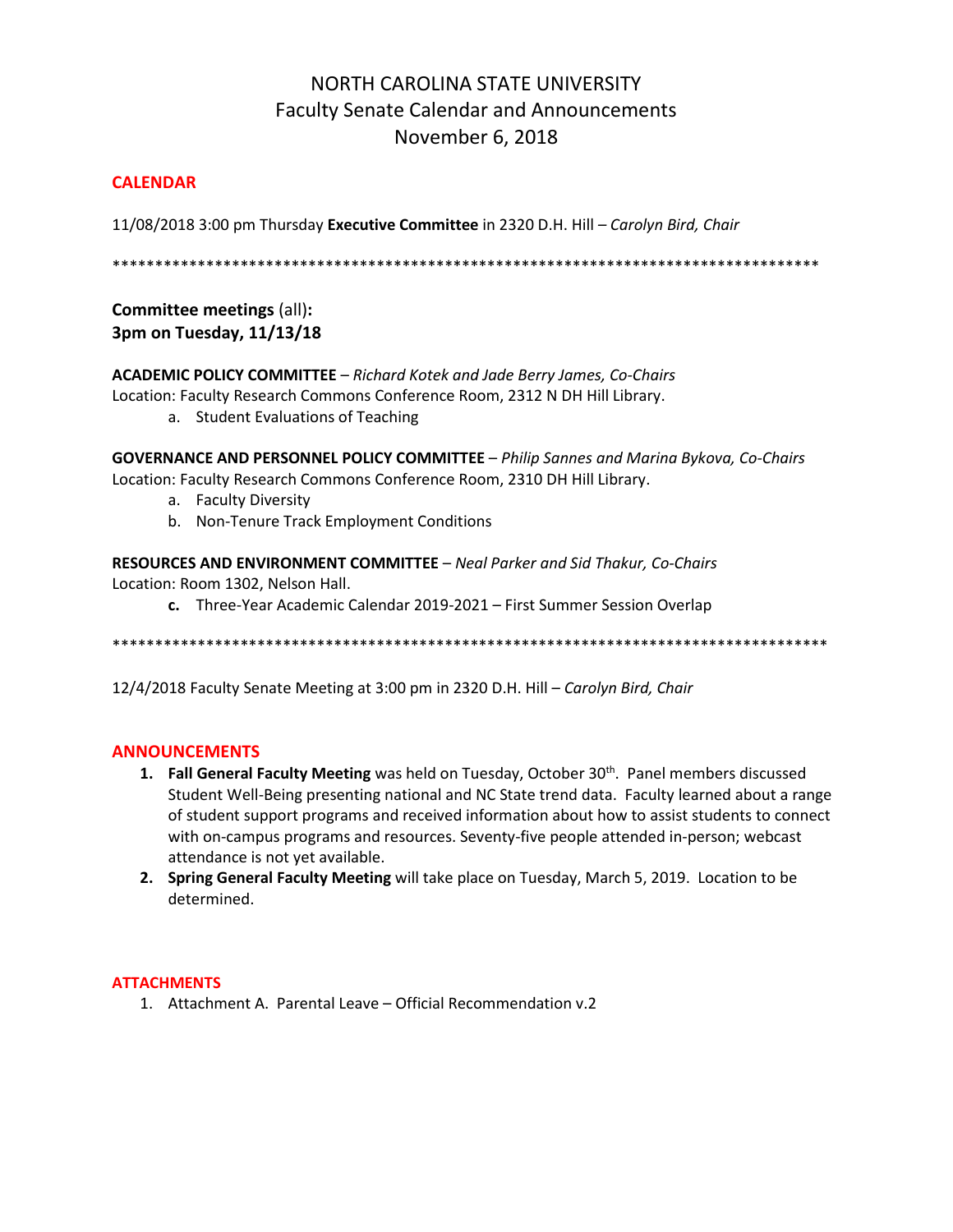# NORTH CAROLINA STATE UNIVERSITY
## Faculty Senate Calendar and Announcements
## November 6, 2018

### CALENDAR

11/08/2018 3:00 pm Thursday **Executive Committee** in 2320 D.H. Hill – *Carolyn Bird, Chair*

*************************************************************************************

**Committee meetings** (all)**:**
**3pm on Tuesday, 11/13/18**

**ACADEMIC POLICY COMMITTEE** – *Richard Kotek and Jade Berry James, Co-Chairs*
Location: Faculty Research Commons Conference Room, 2312 N DH Hill Library.

a. Student Evaluations of Teaching

**GOVERNANCE AND PERSONNEL POLICY COMMITTEE** – *Philip Sannes and Marina Bykova, Co-Chairs*
Location: Faculty Research Commons Conference Room, 2310 DH Hill Library.

a. Faculty Diversity
b. Non-Tenure Track Employment Conditions

**RESOURCES AND ENVIRONMENT COMMITTEE** – *Neal Parker and Sid Thakur, Co-Chairs*
Location: Room 1302, Nelson Hall.

**c.** Three-Year Academic Calendar 2019-2021 – First Summer Session Overlap

*************************************************************************************

12/4/2018 Faculty Senate Meeting at 3:00 pm in 2320 D.H. Hill – *Carolyn Bird, Chair*

### ANNOUNCEMENTS

1. **Fall General Faculty Meeting** was held on Tuesday, October 30th. Panel members discussed Student Well-Being presenting national and NC State trend data. Faculty learned about a range of student support programs and received information about how to assist students to connect with on-campus programs and resources. Seventy-five people attended in-person; webcast attendance is not yet available.
2. **Spring General Faculty Meeting** will take place on Tuesday, March 5, 2019. Location to be determined.

### ATTACHMENTS

1. Attachment A. Parental Leave – Official Recommendation v.2